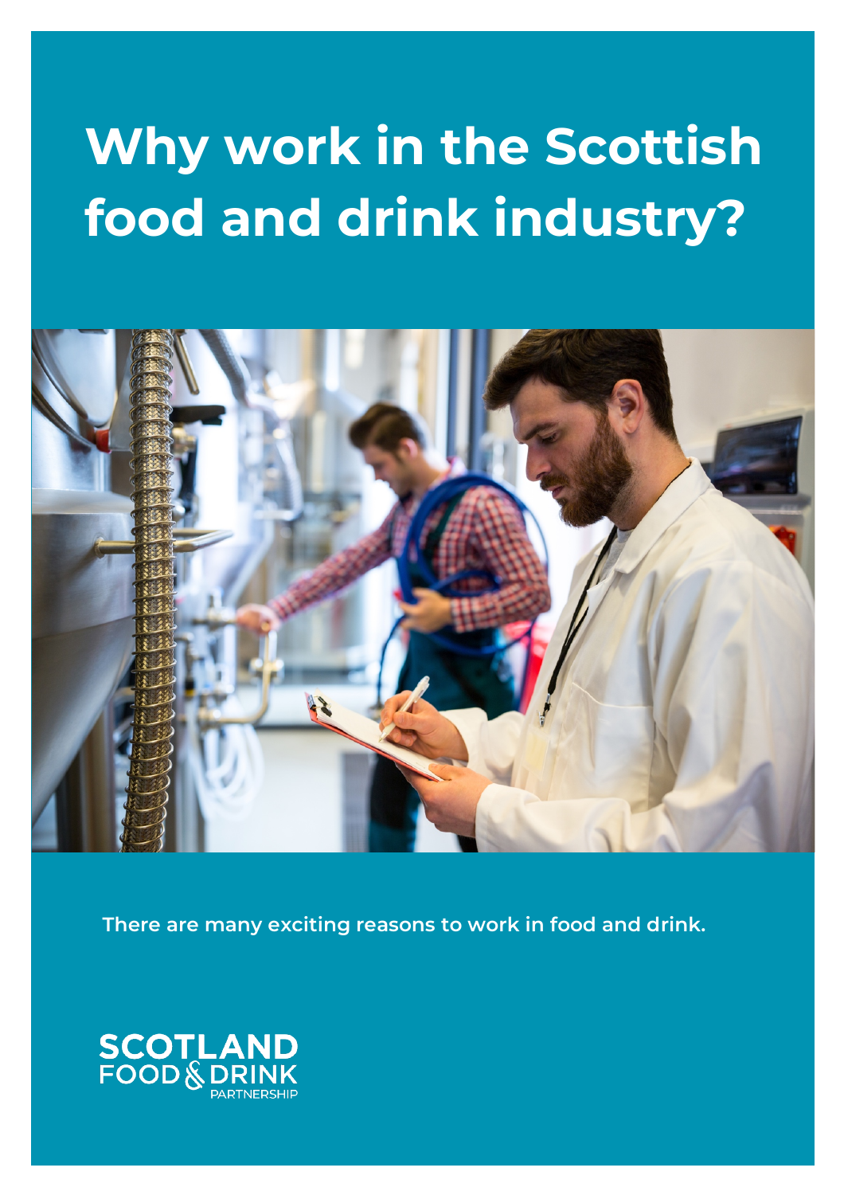# Why work in the Scottish food and drink industry?

**There are many exciting reasons to work in food and drink.**

SCOTLAND FOOD & DRINK PARTNERSHIP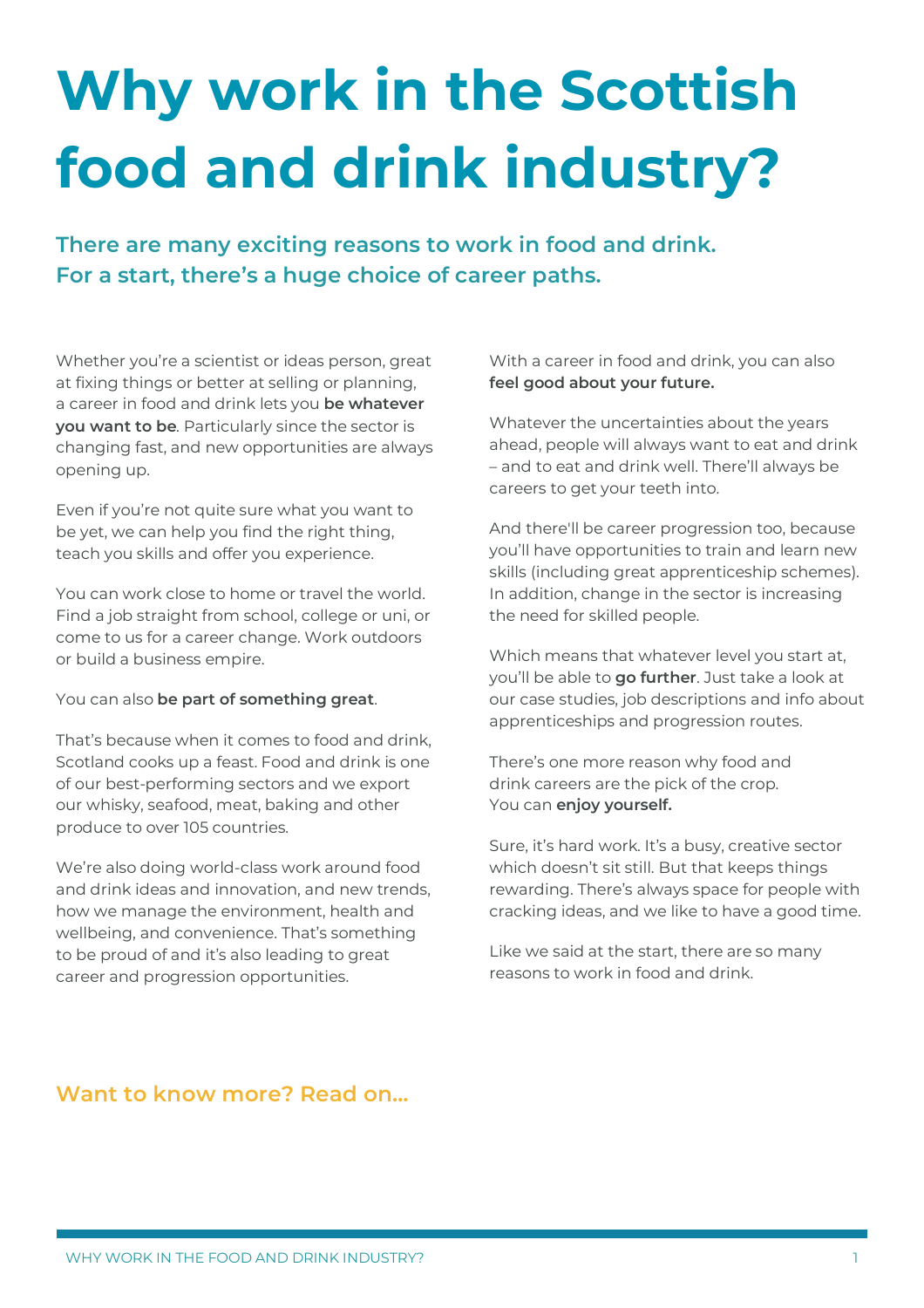# Why work in the Scottish food and drink industry?

## There are many exciting reasons to work in food and drink. For a start, there's a huge choice of career paths.

Whether you're a scientist or ideas person, great at fixing things or better at selling or planning, a career in food and drink lets you **be whatever you want to be**. Particularly since the sector is changing fast, and new opportunities are always opening up.

Even if you're not quite sure what you want to be yet, we can help you find the right thing, teach you skills and offer you experience.

You can work close to home or travel the world. Find a job straight from school, college or uni, or come to us for a career change. Work outdoors or build a business empire.

You can also **be part of something great**.

That's because when it comes to food and drink, Scotland cooks up a feast. Food and drink is one of our best-performing sectors and we export our whisky, seafood, meat, baking and other produce to over 105 countries.

We're also doing world-class work around food and drink ideas and innovation, and new trends, how we manage the environment, health and wellbeing, and convenience. That's something to be proud of and it's also leading to great career and progression opportunities.

With a career in food and drink, you can also **feel good about your future.**

Whatever the uncertainties about the years ahead, people will always want to eat and drink – and to eat and drink well. There'll always be careers to get your teeth into.

And there'll be career progression too, because you'll have opportunities to train and learn new skills (including great apprenticeship schemes). In addition, change in the sector is increasing the need for skilled people.

Which means that whatever level you start at, you'll be able to **go further**. Just take a look at our case studies, job descriptions and info about apprenticeships and progression routes.

There's one more reason why food and drink careers are the pick of the crop. You can **enjoy yourself.**

Sure, it's hard work. It's a busy, creative sector which doesn't sit still. But that keeps things rewarding. There's always space for people with cracking ideas, and we like to have a good time.

Like we said at the start, there are so many reasons to work in food and drink.

### Want to know more? Read on...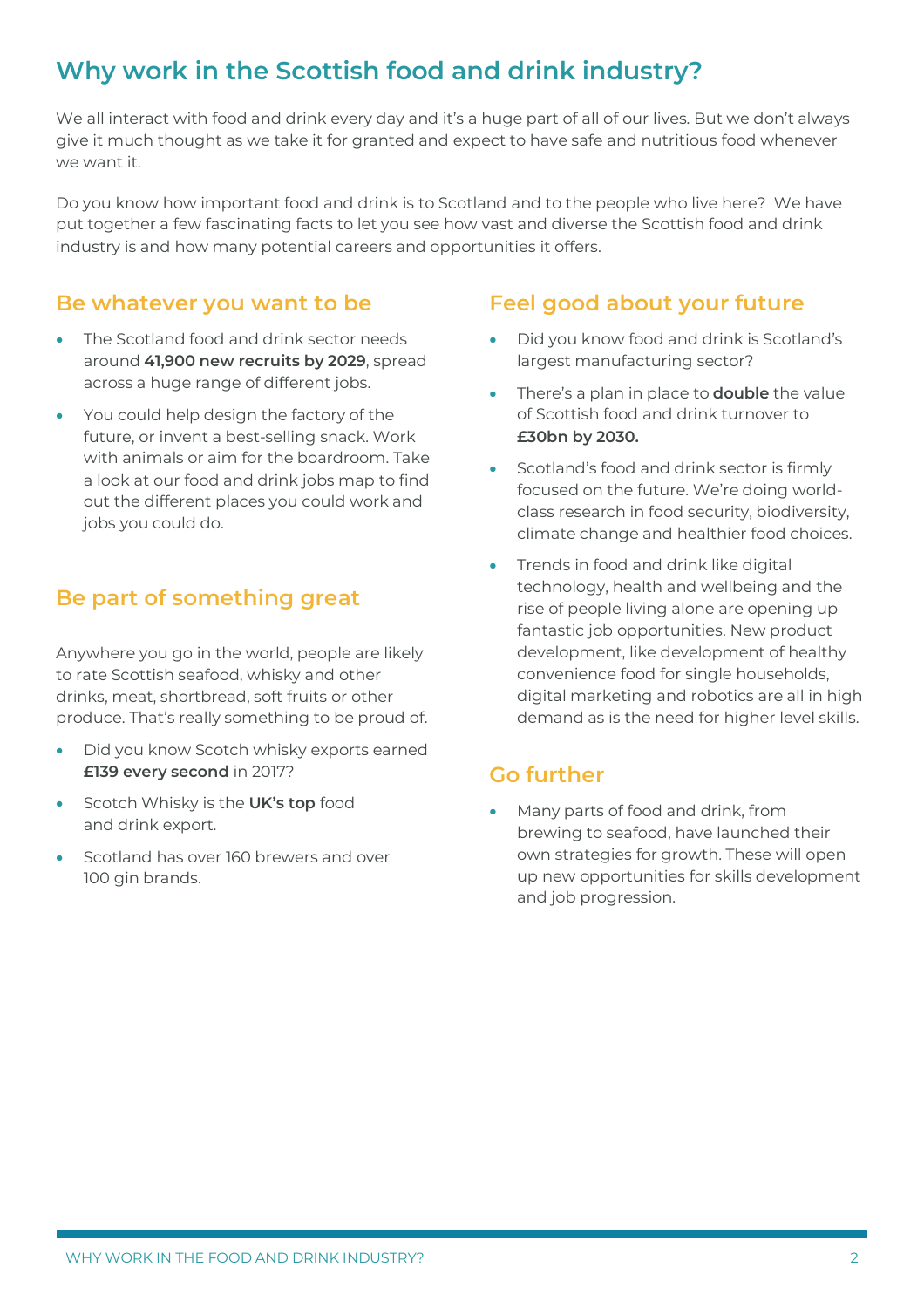# Why work in the Scottish food and drink industry?

We all interact with food and drink every day and it's a huge part of all of our lives. But we don't always give it much thought as we take it for granted and expect to have safe and nutritious food whenever we want it.

Do you know how important food and drink is to Scotland and to the people who live here? We have put together a few fascinating facts to let you see how vast and diverse the Scottish food and drink industry is and how many potential careers and opportunities it offers.

## Be whatever you want to be

- The Scotland food and drink sector needs around **41,900 new recruits by 2029**, spread across a huge range of different jobs.
- You could help design the factory of the future, or invent a best-selling snack. Work with animals or aim for the boardroom. Take a look at our food and drink jobs map to find out the different places you could work and jobs you could do.

## Be part of something great

Anywhere you go in the world, people are likely to rate Scottish seafood, whisky and other drinks, meat, shortbread, soft fruits or other produce. That's really something to be proud of.

- Did you know Scotch whisky exports earned **£139 every second** in 2017?
- Scotch Whisky is the **UK's top** food and drink export.
- Scotland has over 160 brewers and over 100 gin brands.

## Feel good about your future

- Did you know food and drink is Scotland's largest manufacturing sector?
- There's a plan in place to **double** the value of Scottish food and drink turnover to **£30bn by 2030.**
- Scotland's food and drink sector is firmly focused on the future. We're doing world-class research in food security, biodiversity, climate change and healthier food choices.
- Trends in food and drink like digital technology, health and wellbeing and the rise of people living alone are opening up fantastic job opportunities. New product development, like development of healthy convenience food for single households, digital marketing and robotics are all in high demand as is the need for higher level skills.

## Go further

- Many parts of food and drink, from brewing to seafood, have launched their own strategies for growth. These will open up new opportunities for skills development and job progression.